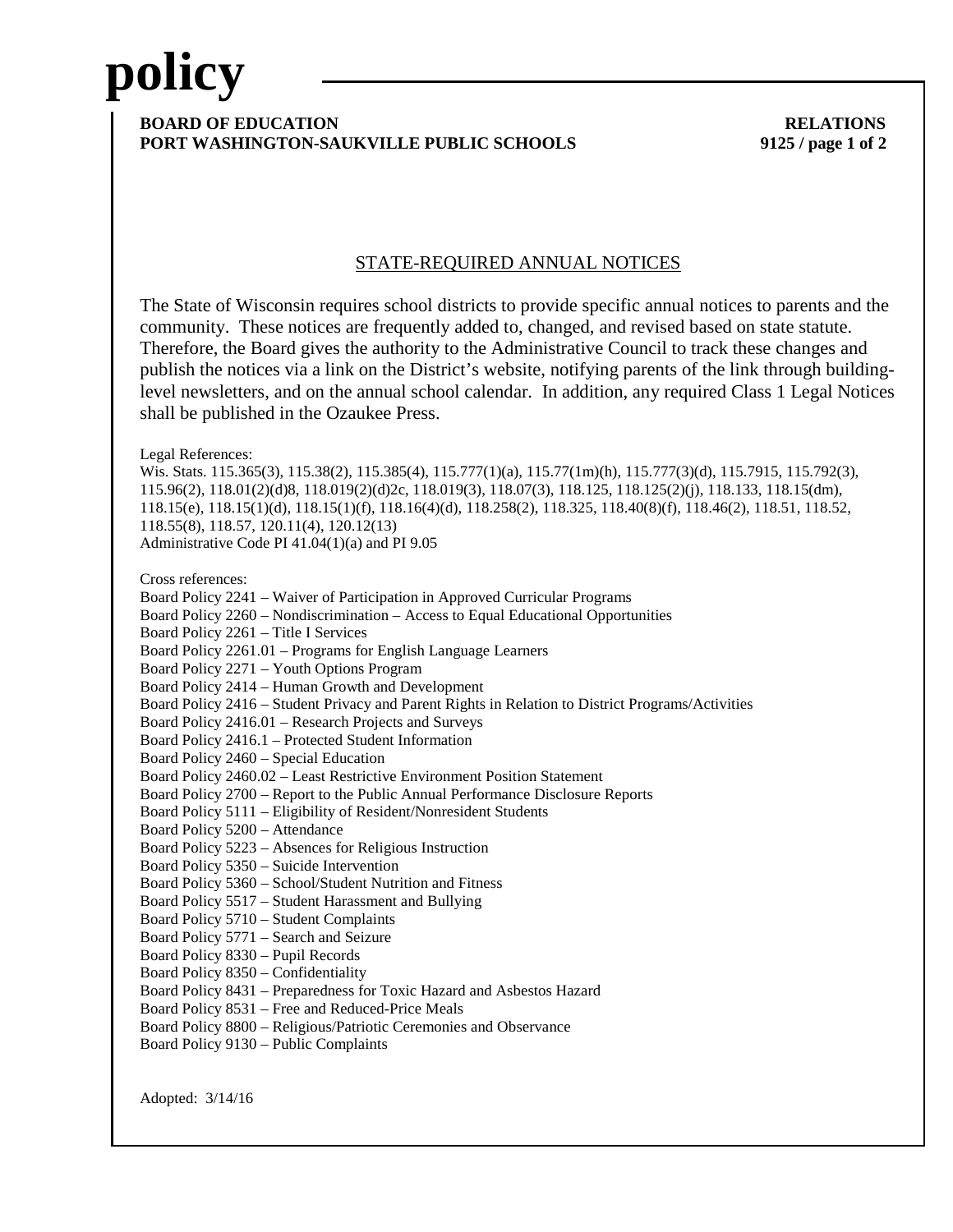# policy

**BOARD OF EDUCATION**
**PORT WASHINGTON-SAUKVILLE PUBLIC SCHOOLS**

**RELATIONS**
**9125**

## STATE-REQUIRED ANNUAL NOTICES

The State of Wisconsin requires school districts to provide specific annual notices to parents and the community. These notices are frequently added to, changed, and revised based on state statute. Therefore, the Board gives the authority to the Administrative Council to track these changes and publish the notices via a link on the District's website, notifying parents of the link through building-level newsletters, and on the annual school calendar. In addition, any required Class 1 Legal Notices shall be published in the Ozaukee Press.

Legal References:
Wis. Stats. 115.365(3), 115.38(2), 115.385(4), 115.777(1)(a), 115.77(1m)(h), 115.777(3)(d), 115.7915, 115.792(3), 115.96(2), 118.01(2)(d)8, 118.019(2)(d)2c, 118.019(3), 118.07(3), 118.125, 118.125(2)(j), 118.133, 118.15(dm), 118.15(e), 118.15(1)(d), 118.15(1)(f), 118.16(4)(d), 118.258(2), 118.325, 118.40(8)(f), 118.46(2), 118.51, 118.52, 118.55(8), 118.57, 120.11(4), 120.12(13)
Administrative Code PI 41.04(1)(a) and PI 9.05

Cross references:
Board Policy 2241 – Waiver of Participation in Approved Curricular Programs
Board Policy 2260 – Nondiscrimination – Access to Equal Educational Opportunities
Board Policy 2261 – Title I Services
Board Policy 2261.01 – Programs for English Language Learners
Board Policy 2271 – Youth Options Program
Board Policy 2414 – Human Growth and Development
Board Policy 2416 – Student Privacy and Parent Rights in Relation to District Programs/Activities
Board Policy 2416.01 – Research Projects and Surveys
Board Policy 2416.1 – Protected Student Information
Board Policy 2460 – Special Education
Board Policy 2460.02 – Least Restrictive Environment Position Statement
Board Policy 2700 – Report to the Public Annual Performance Disclosure Reports
Board Policy 5111 – Eligibility of Resident/Nonresident Students
Board Policy 5200 – Attendance
Board Policy 5223 – Absences for Religious Instruction
Board Policy 5350 – Suicide Intervention
Board Policy 5360 – School/Student Nutrition and Fitness
Board Policy 5517 – Student Harassment and Bullying
Board Policy 5710 – Student Complaints
Board Policy 5771 – Search and Seizure
Board Policy 8330 – Pupil Records
Board Policy 8350 – Confidentiality
Board Policy 8431 – Preparedness for Toxic Hazard and Asbestos Hazard
Board Policy 8531 – Free and Reduced-Price Meals
Board Policy 8800 – Religious/Patriotic Ceremonies and Observance
Board Policy 9130 – Public Complaints

Adopted: 3/14/16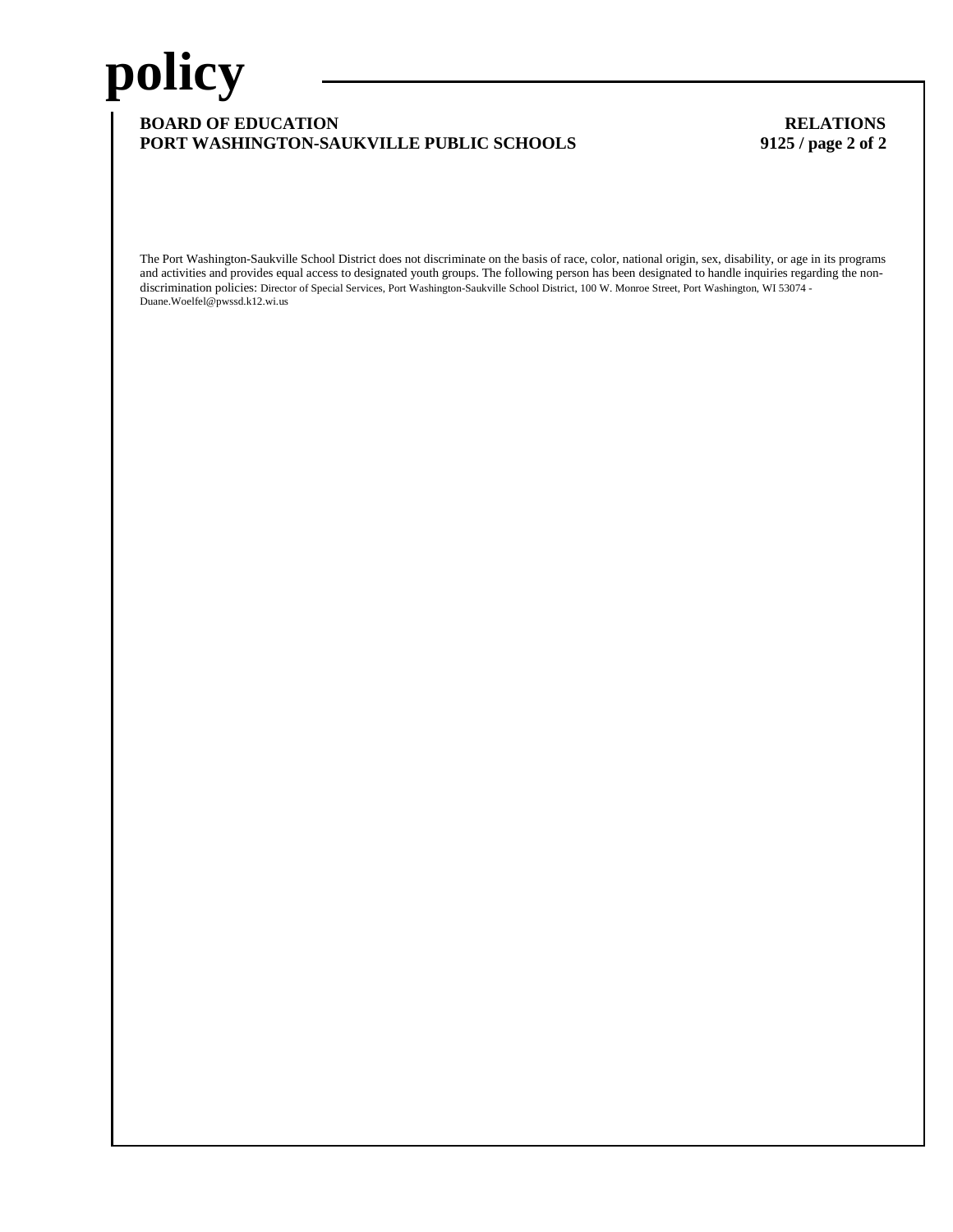The Port Washington-Saukville School District does not discriminate on the basis of race, color, national origin, sex, disability, or age in its programs and activities and provides equal access to designated youth groups. The following person has been designated to handle inquiries regarding the non-discrimination policies: Director of Special Services, Port Washington-Saukville School District, 100 W. Monroe Street, Port Washington, WI 53074 - Duane.Woelfel@pwssd.k12.wi.us